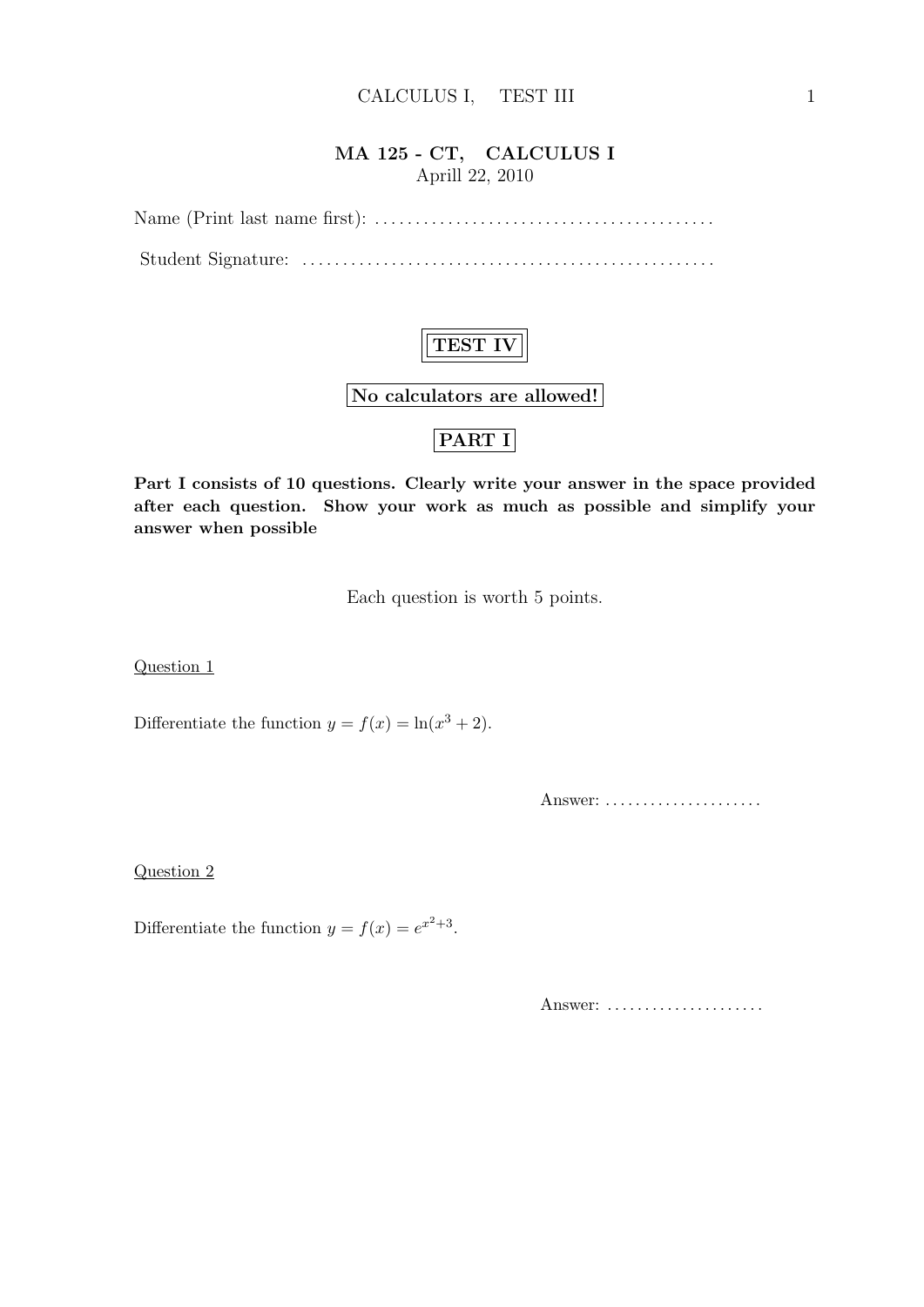## MA 125 - CT, CALCULUS I

Aprill 22, 2010

Name (Print last name first): ..........................................

Student Signature: ....................................................

**TEST IV**

**No calculators are allowed!**

**PART I**

**Part I consists of 10 questions. Clearly write your answer in the space provided after each question. Show your work as much as possible and simplify your answer when possible**

Each question is worth 5 points.

Question 1

Differentiate the function $y = f(x) = \ln(x^3 + 2)$.

Answer: .....................

Question 2

Differentiate the function $y = f(x) = e^{x^2+3}$.

Answer: .....................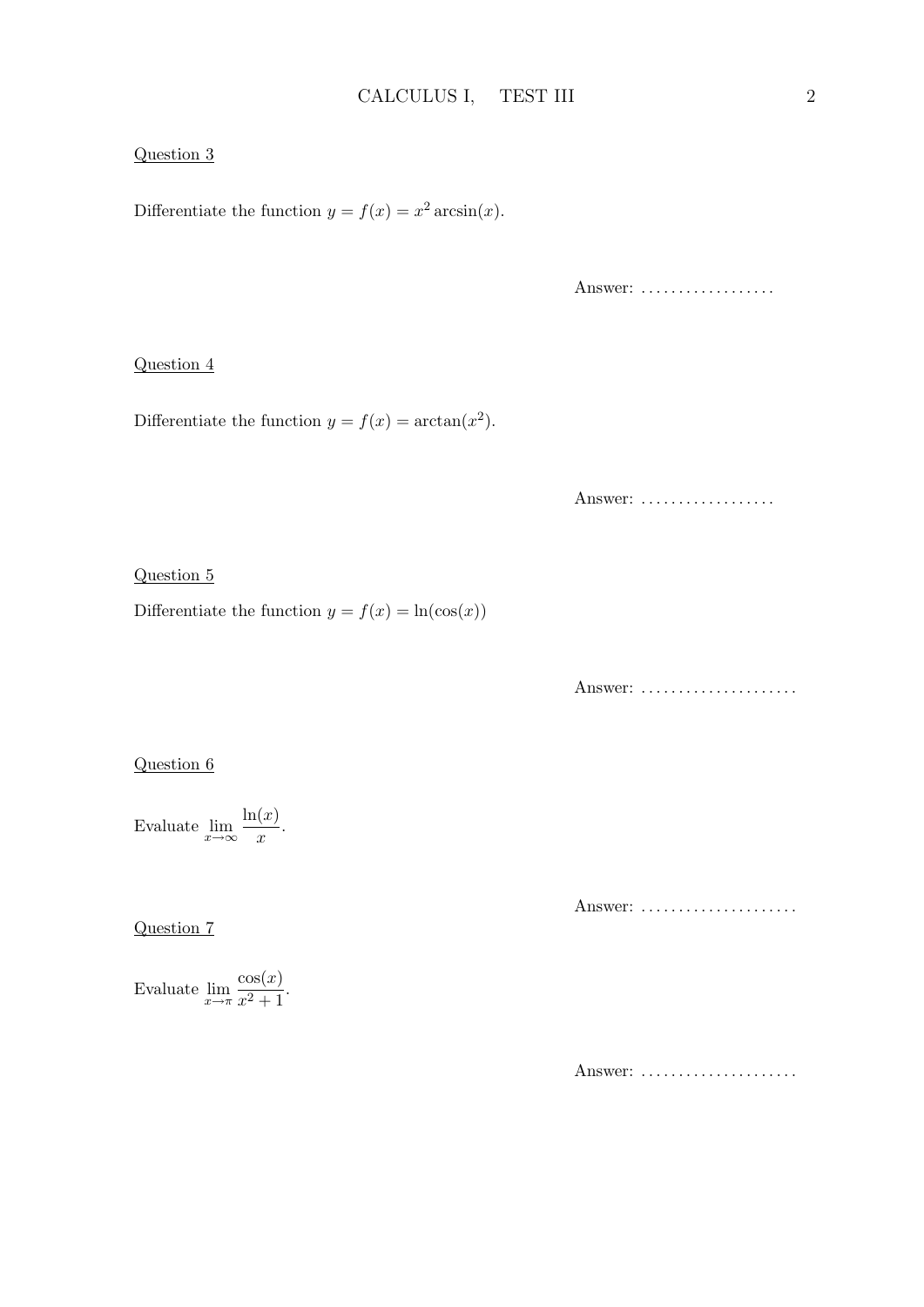<u>Question 3</u>

Differentiate the function $y = f(x) = x^2 \arcsin(x)$.

Answer: ..................

<u>Question 4</u>

Differentiate the function $y = f(x) = \arctan(x^2)$.

Answer: ..................

<u>Question 5</u>

Differentiate the function $y = f(x) = \ln(\cos(x))$

Answer: .....................

<u>Question 6</u>

Evaluate $\lim\limits_{x \to \infty} \dfrac{\ln(x)}{x}$.

Answer: .....................

<u>Question 7</u>

Evaluate $\lim\limits_{x \to \pi} \dfrac{\cos(x)}{x^2 + 1}$.

Answer: .....................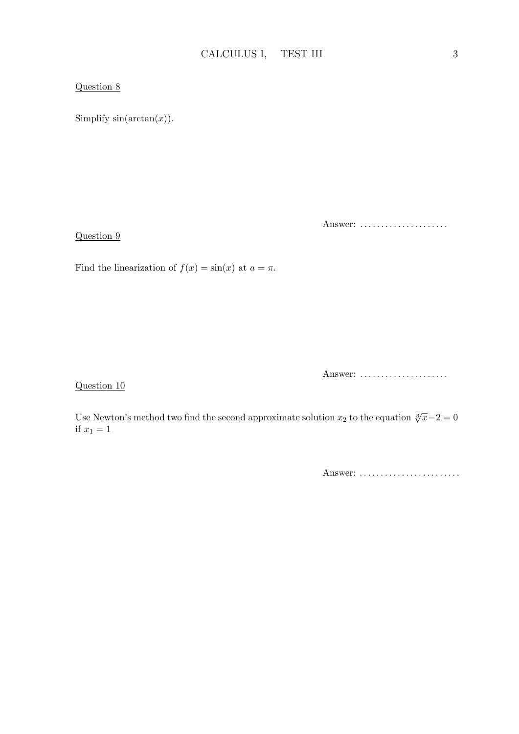Question 8

Simplify $\sin(\arctan(x))$.

Answer: .....................

Question 9

Find the linearization of $f(x) = \sin(x)$ at $a = \pi$.

Answer: .....................

Question 10

Use Newton's method two find the second approximate solution $x_2$ to the equation $\sqrt[3]{x} - 2 = 0$ if $x_1 = 1$

Answer: ........................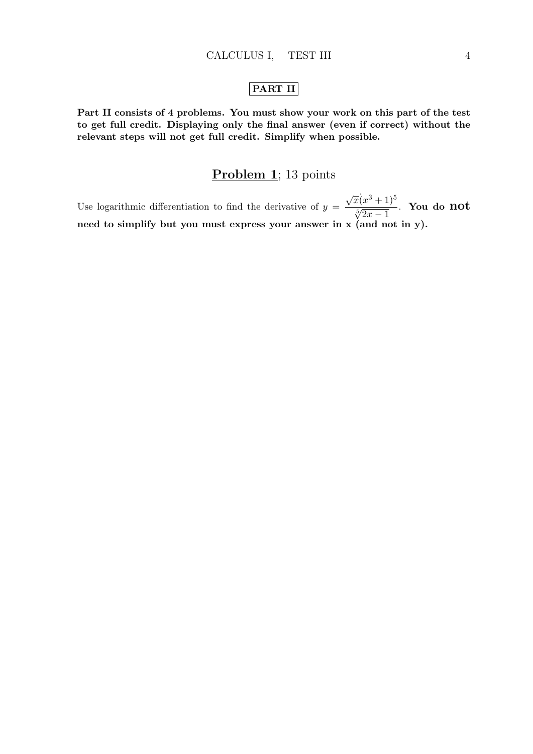## PART II

**Part II consists of 4 problems. You must show your work on this part of the test to get full credit. Displaying only the final answer (even if correct) without the relevant steps will not get full credit. Simplify when possible.**

## Problem 1; 13 points

Use logarithmic differentiation to find the derivative of $y = \dfrac{\sqrt{x}(x^3+1)^5}{\sqrt[5]{2x-1}}$. **You do not need to simplify but you must express your answer in x (and not in y).**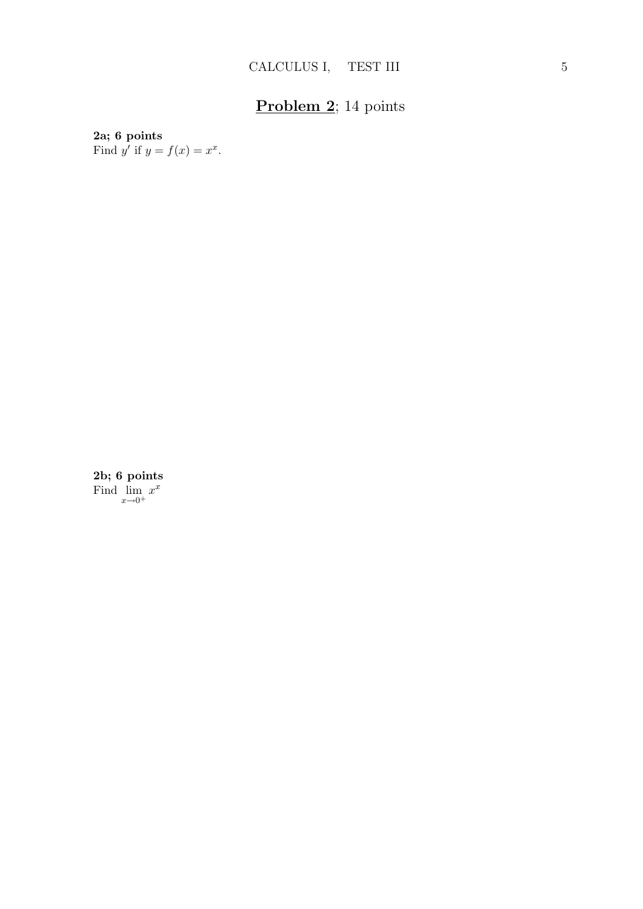# **Problem 2**; 14 points

**2a; 6 points**
Find $y'$ if $y = f(x) = x^x$.

**2b; 6 points**
Find $\lim\limits_{x \to 0^+} x^x$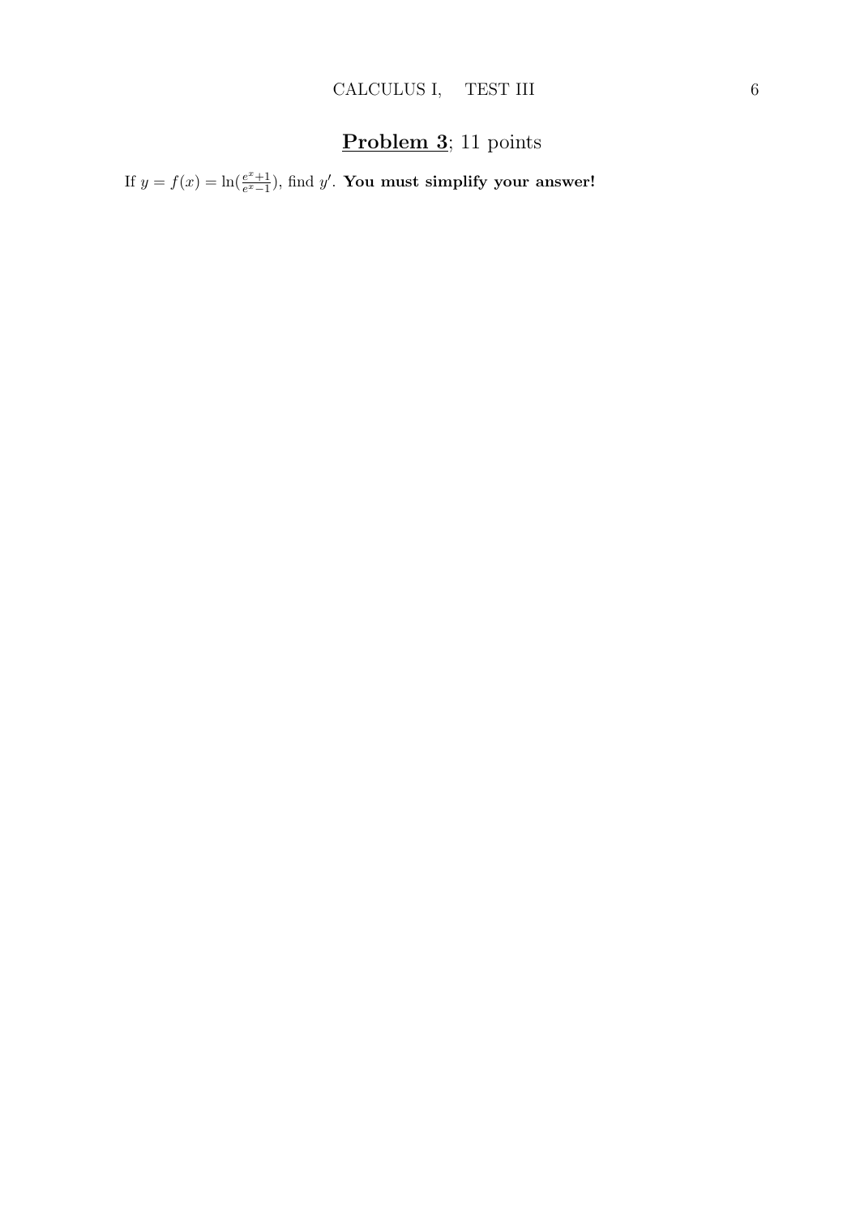## **Problem 3**; 11 points

If $y = f(x) = \ln(\frac{e^x+1}{e^x-1})$, find $y'$. **You must simplify your answer!**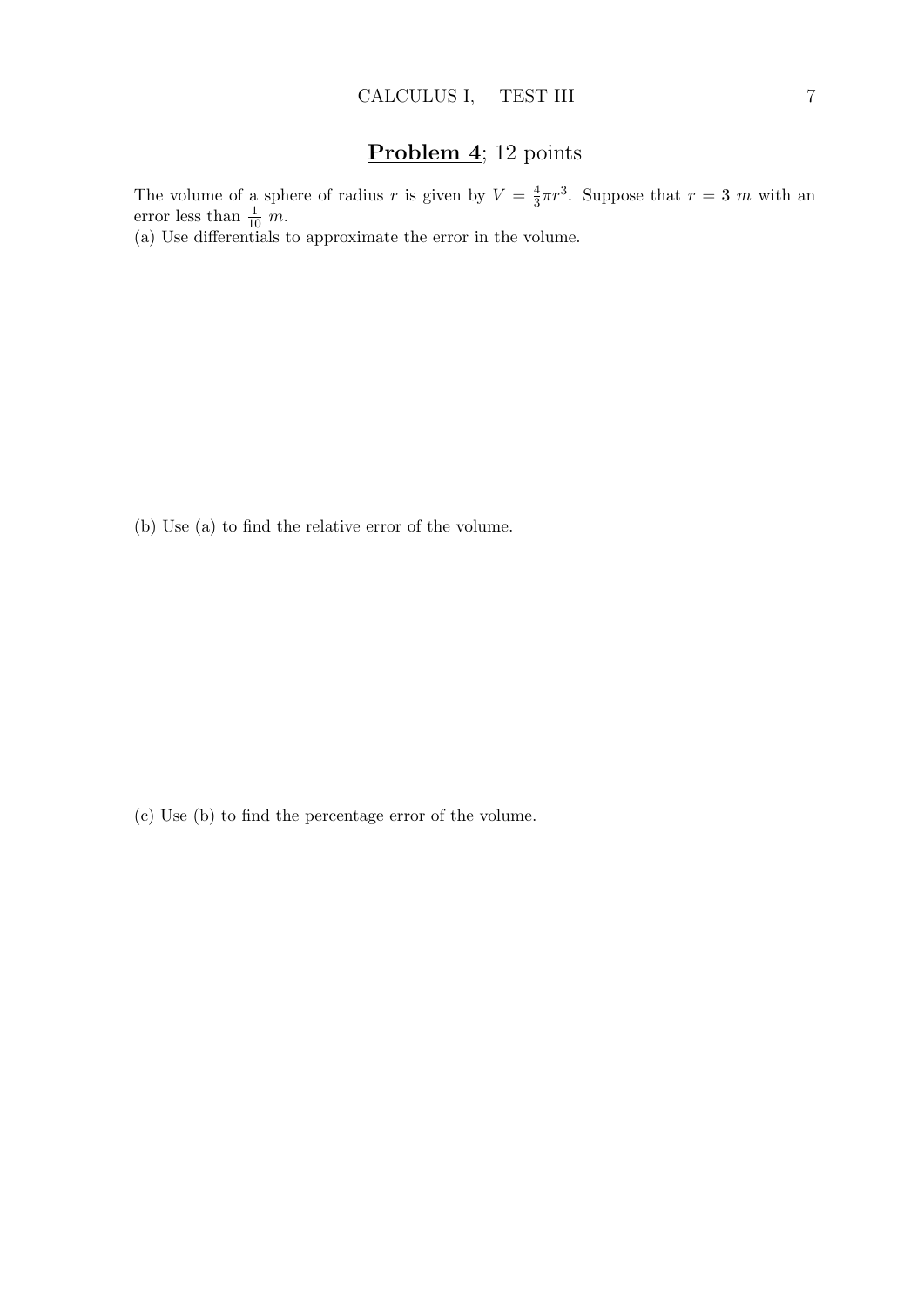## **Problem 4**; 12 points

The volume of a sphere of radius $r$ is given by $V = \frac{4}{3}\pi r^3$. Suppose that $r = 3\ m$ with an error less than $\frac{1}{10}\ m$.

(a) Use differentials to approximate the error in the volume.

(b) Use (a) to find the relative error of the volume.

(c) Use (b) to find the percentage error of the volume.